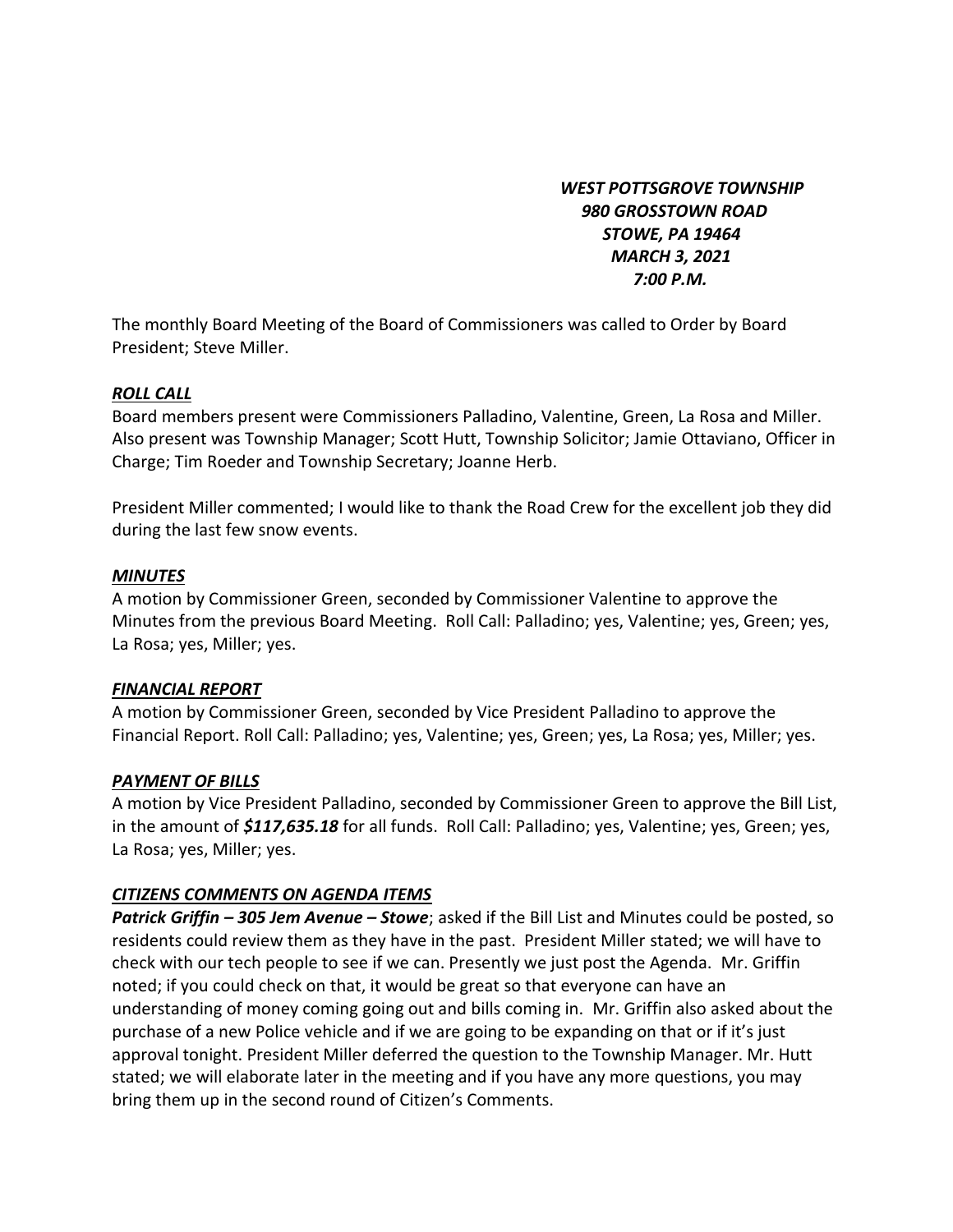***WEST POTTSGROVE TOWNSHIP***
***980 GROSSTOWN ROAD***
***STOWE, PA 19464***
***MARCH 3, 2021***
***7:00 P.M.***

The monthly Board Meeting of the Board of Commissioners was called to Order by Board President; Steve Miller.

***ROLL CALL***

Board members present were Commissioners Palladino, Valentine, Green, La Rosa and Miller. Also present was Township Manager; Scott Hutt, Township Solicitor; Jamie Ottaviano, Officer in Charge; Tim Roeder and Township Secretary; Joanne Herb.

President Miller commented; I would like to thank the Road Crew for the excellent job they did during the last few snow events.

***MINUTES***

A motion by Commissioner Green, seconded by Commissioner Valentine to approve the Minutes from the previous Board Meeting. Roll Call: Palladino; yes, Valentine; yes, Green; yes, La Rosa; yes, Miller; yes.

***FINANCIAL REPORT***

A motion by Commissioner Green, seconded by Vice President Palladino to approve the Financial Report. Roll Call: Palladino; yes, Valentine; yes, Green; yes, La Rosa; yes, Miller; yes.

***PAYMENT OF BILLS***

A motion by Vice President Palladino, seconded by Commissioner Green to approve the Bill List, in the amount of ***$117,635.18*** for all funds. Roll Call: Palladino; yes, Valentine; yes, Green; yes, La Rosa; yes, Miller; yes.

***CITIZENS COMMENTS ON AGENDA ITEMS***

***Patrick Griffin – 305 Jem Avenue – Stowe***; asked if the Bill List and Minutes could be posted, so residents could review them as they have in the past. President Miller stated; we will have to check with our tech people to see if we can. Presently we just post the Agenda. Mr. Griffin noted; if you could check on that, it would be great so that everyone can have an understanding of money coming going out and bills coming in. Mr. Griffin also asked about the purchase of a new Police vehicle and if we are going to be expanding on that or if it's just approval tonight. President Miller deferred the question to the Township Manager. Mr. Hutt stated; we will elaborate later in the meeting and if you have any more questions, you may bring them up in the second round of Citizen's Comments.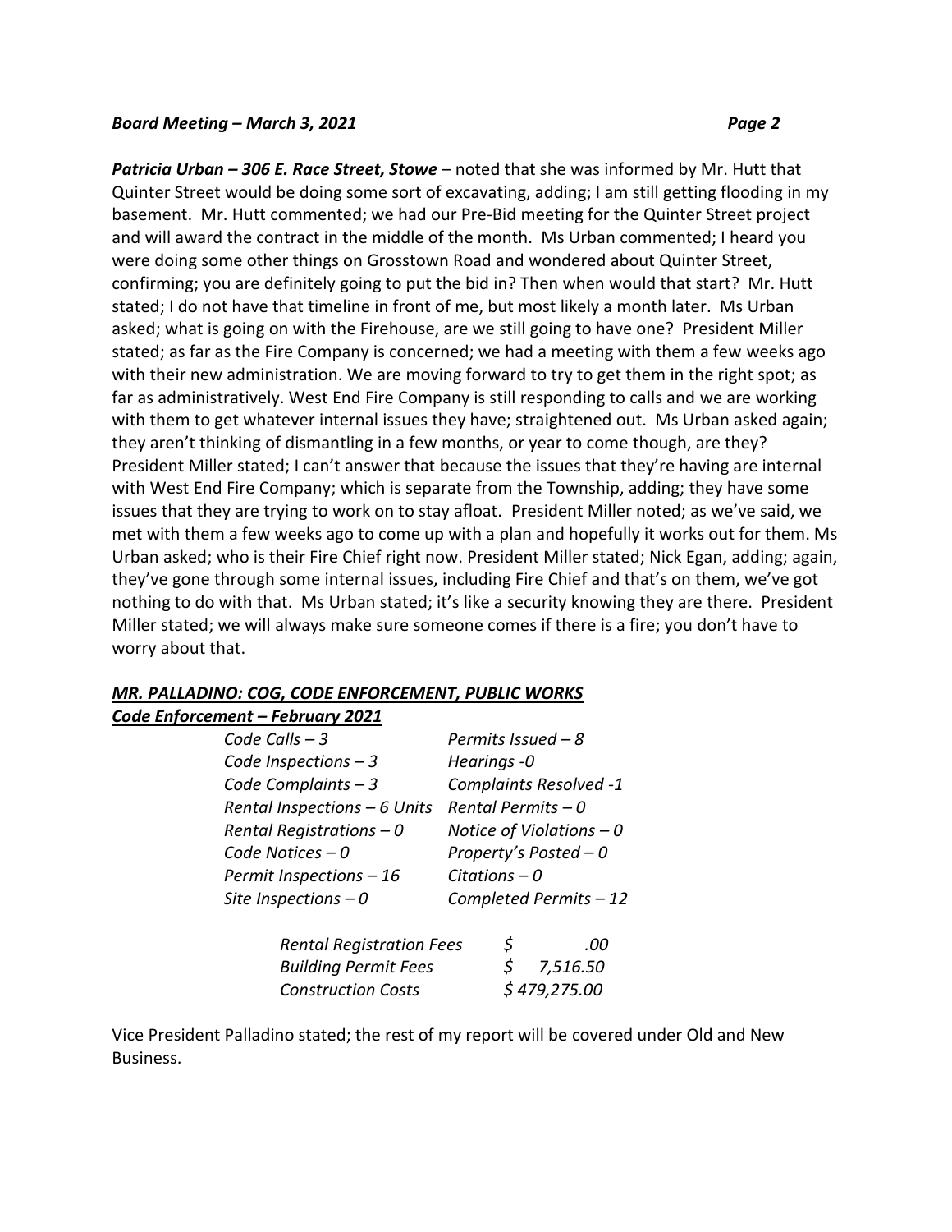***Patricia Urban – 306 E. Race Street, Stowe*** – noted that she was informed by Mr. Hutt that Quinter Street would be doing some sort of excavating, adding; I am still getting flooding in my basement. Mr. Hutt commented; we had our Pre-Bid meeting for the Quinter Street project and will award the contract in the middle of the month. Ms Urban commented; I heard you were doing some other things on Grosstown Road and wondered about Quinter Street, confirming; you are definitely going to put the bid in? Then when would that start? Mr. Hutt stated; I do not have that timeline in front of me, but most likely a month later. Ms Urban asked; what is going on with the Firehouse, are we still going to have one? President Miller stated; as far as the Fire Company is concerned; we had a meeting with them a few weeks ago with their new administration. We are moving forward to try to get them in the right spot; as far as administratively. West End Fire Company is still responding to calls and we are working with them to get whatever internal issues they have; straightened out. Ms Urban asked again; they aren't thinking of dismantling in a few months, or year to come though, are they? President Miller stated; I can't answer that because the issues that they're having are internal with West End Fire Company; which is separate from the Township, adding; they have some issues that they are trying to work on to stay afloat. President Miller noted; as we've said, we met with them a few weeks ago to come up with a plan and hopefully it works out for them. Ms Urban asked; who is their Fire Chief right now. President Miller stated; Nick Egan, adding; again, they've gone through some internal issues, including Fire Chief and that's on them, we've got nothing to do with that. Ms Urban stated; it's like a security knowing they are there. President Miller stated; we will always make sure someone comes if there is a fire; you don't have to worry about that.

## ***MR. PALLADINO: COG, CODE ENFORCEMENT, PUBLIC WORKS***

### ***Code Enforcement – February 2021***

| | |
|---|---|
| *Code Calls – 3* | *Permits Issued – 8* |
| *Code Inspections – 3* | *Hearings -0* |
| *Code Complaints – 3* | *Complaints Resolved -1* |
| *Rental Inspections – 6 Units* | *Rental Permits – 0* |
| *Rental Registrations – 0* | *Notice of Violations – 0* |
| *Code Notices – 0* | *Property's Posted – 0* |
| *Permit Inspections – 16* | *Citations – 0* |
| *Site Inspections – 0* | *Completed Permits – 12* |

| | |
|---|---|
| *Rental Registration Fees* | *$ .00* |
| *Building Permit Fees* | *$ 7,516.50* |
| *Construction Costs* | *$ 479,275.00* |

Vice President Palladino stated; the rest of my report will be covered under Old and New Business.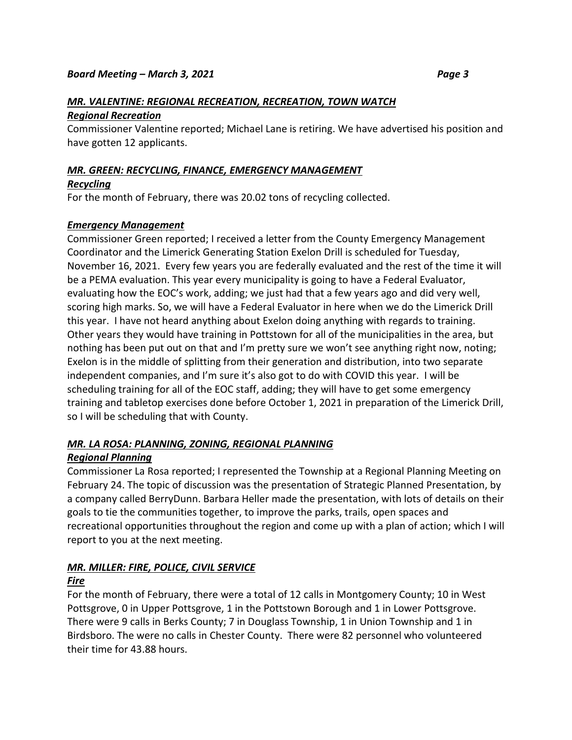### ***MR. VALENTINE: REGIONAL RECREATION, RECREATION, TOWN WATCH***

***Regional Recreation***

Commissioner Valentine reported; Michael Lane is retiring. We have advertised his position and have gotten 12 applicants.

### ***MR. GREEN: RECYCLING, FINANCE, EMERGENCY MANAGEMENT***

***Recycling***

For the month of February, there was 20.02 tons of recycling collected.

***Emergency Management***

Commissioner Green reported; I received a letter from the County Emergency Management Coordinator and the Limerick Generating Station Exelon Drill is scheduled for Tuesday, November 16, 2021. Every few years you are federally evaluated and the rest of the time it will be a PEMA evaluation. This year every municipality is going to have a Federal Evaluator, evaluating how the EOC's work, adding; we just had that a few years ago and did very well, scoring high marks. So, we will have a Federal Evaluator in here when we do the Limerick Drill this year. I have not heard anything about Exelon doing anything with regards to training. Other years they would have training in Pottstown for all of the municipalities in the area, but nothing has been put out on that and I'm pretty sure we won't see anything right now, noting; Exelon is in the middle of splitting from their generation and distribution, into two separate independent companies, and I'm sure it's also got to do with COVID this year. I will be scheduling training for all of the EOC staff, adding; they will have to get some emergency training and tabletop exercises done before October 1, 2021 in preparation of the Limerick Drill, so I will be scheduling that with County.

### ***MR. LA ROSA: PLANNING, ZONING, REGIONAL PLANNING***

***Regional Planning***

Commissioner La Rosa reported; I represented the Township at a Regional Planning Meeting on February 24. The topic of discussion was the presentation of Strategic Planned Presentation, by a company called BerryDunn. Barbara Heller made the presentation, with lots of details on their goals to tie the communities together, to improve the parks, trails, open spaces and recreational opportunities throughout the region and come up with a plan of action; which I will report to you at the next meeting.

### ***MR. MILLER: FIRE, POLICE, CIVIL SERVICE***

***Fire***

For the month of February, there were a total of 12 calls in Montgomery County; 10 in West Pottsgrove, 0 in Upper Pottsgrove, 1 in the Pottstown Borough and 1 in Lower Pottsgrove. There were 9 calls in Berks County; 7 in Douglass Township, 1 in Union Township and 1 in Birdsboro. The were no calls in Chester County. There were 82 personnel who volunteered their time for 43.88 hours.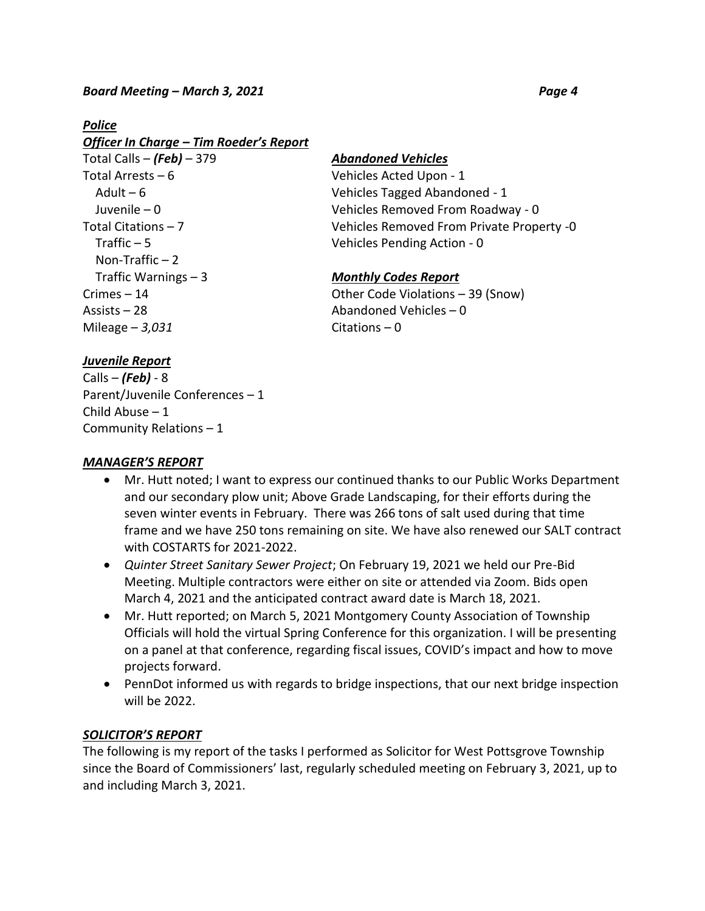***Police***

***Officer In Charge – Tim Roeder's Report***

Total Calls – ***(Feb)*** – 379
Total Arrests – 6
  Adult – 6
  Juvenile – 0
Total Citations – 7
  Traffic – 5
  Non-Traffic – 2
  Traffic Warnings – 3
Crimes – 14
Assists – 28
Mileage – *3,031*

***Abandoned Vehicles***

Vehicles Acted Upon - 1
Vehicles Tagged Abandoned - 1
Vehicles Removed From Roadway - 0
Vehicles Removed From Private Property -0
Vehicles Pending Action - 0

***Monthly Codes Report***

Other Code Violations – 39 (Snow)
Abandoned Vehicles – 0
Citations – 0

***Juvenile Report***

Calls – ***(Feb)*** - 8
Parent/Juvenile Conferences – 1
Child Abuse – 1
Community Relations – 1

***MANAGER'S REPORT***

- Mr. Hutt noted; I want to express our continued thanks to our Public Works Department and our secondary plow unit; Above Grade Landscaping, for their efforts during the seven winter events in February. There was 266 tons of salt used during that time frame and we have 250 tons remaining on site. We have also renewed our SALT contract with COSTARTS for 2021-2022.
- *Quinter Street Sanitary Sewer Project*; On February 19, 2021 we held our Pre-Bid Meeting. Multiple contractors were either on site or attended via Zoom. Bids open March 4, 2021 and the anticipated contract award date is March 18, 2021.
- Mr. Hutt reported; on March 5, 2021 Montgomery County Association of Township Officials will hold the virtual Spring Conference for this organization. I will be presenting on a panel at that conference, regarding fiscal issues, COVID's impact and how to move projects forward.
- PennDot informed us with regards to bridge inspections, that our next bridge inspection will be 2022.

***SOLICITOR'S REPORT***

The following is my report of the tasks I performed as Solicitor for West Pottsgrove Township since the Board of Commissioners' last, regularly scheduled meeting on February 3, 2021, up to and including March 3, 2021.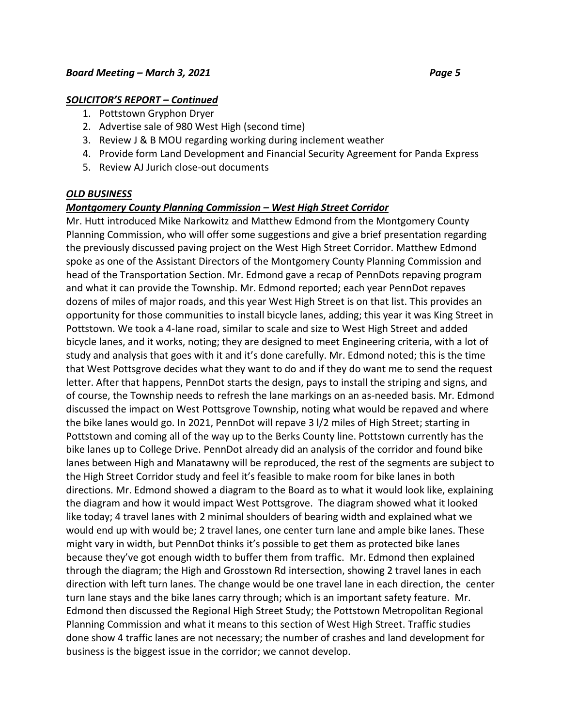### *SOLICITOR'S REPORT – Continued*

1. Pottstown Gryphon Dryer
2. Advertise sale of 980 West High (second time)
3. Review J & B MOU regarding working during inclement weather
4. Provide form Land Development and Financial Security Agreement for Panda Express
5. Review AJ Jurich close-out documents

### *OLD BUSINESS*

#### *Montgomery County Planning Commission – West High Street Corridor*

Mr. Hutt introduced Mike Narkowitz and Matthew Edmond from the Montgomery County Planning Commission, who will offer some suggestions and give a brief presentation regarding the previously discussed paving project on the West High Street Corridor. Matthew Edmond spoke as one of the Assistant Directors of the Montgomery County Planning Commission and head of the Transportation Section. Mr. Edmond gave a recap of PennDots repaving program and what it can provide the Township. Mr. Edmond reported; each year PennDot repaves dozens of miles of major roads, and this year West High Street is on that list. This provides an opportunity for those communities to install bicycle lanes, adding; this year it was King Street in Pottstown. We took a 4-lane road, similar to scale and size to West High Street and added bicycle lanes, and it works, noting; they are designed to meet Engineering criteria, with a lot of study and analysis that goes with it and it's done carefully. Mr. Edmond noted; this is the time that West Pottsgrove decides what they want to do and if they do want me to send the request letter. After that happens, PennDot starts the design, pays to install the striping and signs, and of course, the Township needs to refresh the lane markings on an as-needed basis. Mr. Edmond discussed the impact on West Pottsgrove Township, noting what would be repaved and where the bike lanes would go. In 2021, PennDot will repave 3 l/2 miles of High Street; starting in Pottstown and coming all of the way up to the Berks County line. Pottstown currently has the bike lanes up to College Drive. PennDot already did an analysis of the corridor and found bike lanes between High and Manatawny will be reproduced, the rest of the segments are subject to the High Street Corridor study and feel it's feasible to make room for bike lanes in both directions. Mr. Edmond showed a diagram to the Board as to what it would look like, explaining the diagram and how it would impact West Pottsgrove. The diagram showed what it looked like today; 4 travel lanes with 2 minimal shoulders of bearing width and explained what we would end up with would be; 2 travel lanes, one center turn lane and ample bike lanes. These might vary in width, but PennDot thinks it's possible to get them as protected bike lanes because they've got enough width to buffer them from traffic. Mr. Edmond then explained through the diagram; the High and Grosstown Rd intersection, showing 2 travel lanes in each direction with left turn lanes. The change would be one travel lane in each direction, the center turn lane stays and the bike lanes carry through; which is an important safety feature. Mr. Edmond then discussed the Regional High Street Study; the Pottstown Metropolitan Regional Planning Commission and what it means to this section of West High Street. Traffic studies done show 4 traffic lanes are not necessary; the number of crashes and land development for business is the biggest issue in the corridor; we cannot develop.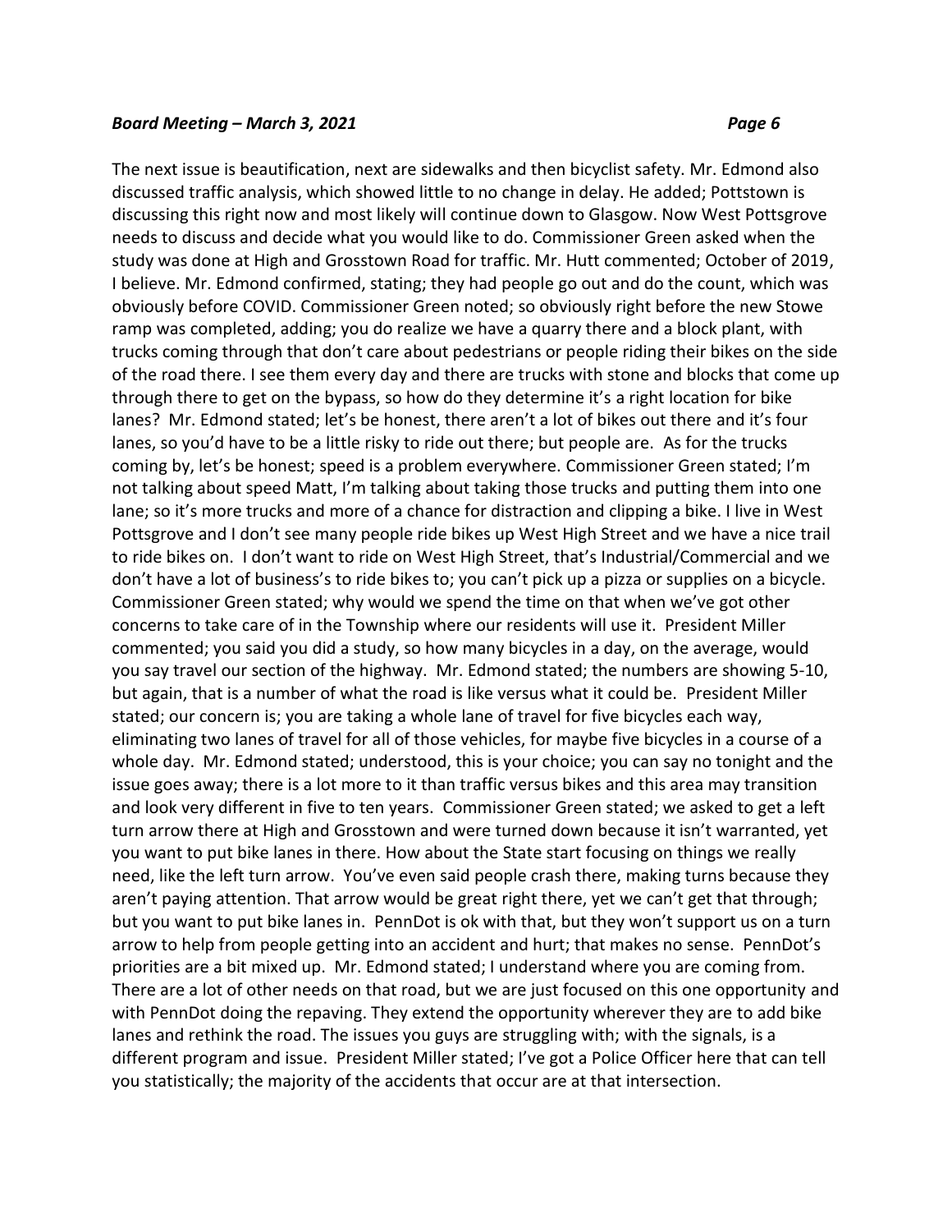The next issue is beautification, next are sidewalks and then bicyclist safety. Mr. Edmond also discussed traffic analysis, which showed little to no change in delay. He added; Pottstown is discussing this right now and most likely will continue down to Glasgow. Now West Pottsgrove needs to discuss and decide what you would like to do. Commissioner Green asked when the study was done at High and Grosstown Road for traffic. Mr. Hutt commented; October of 2019, I believe. Mr. Edmond confirmed, stating; they had people go out and do the count, which was obviously before COVID. Commissioner Green noted; so obviously right before the new Stowe ramp was completed, adding; you do realize we have a quarry there and a block plant, with trucks coming through that don't care about pedestrians or people riding their bikes on the side of the road there. I see them every day and there are trucks with stone and blocks that come up through there to get on the bypass, so how do they determine it's a right location for bike lanes? Mr. Edmond stated; let's be honest, there aren't a lot of bikes out there and it's four lanes, so you'd have to be a little risky to ride out there; but people are. As for the trucks coming by, let's be honest; speed is a problem everywhere. Commissioner Green stated; I'm not talking about speed Matt, I'm talking about taking those trucks and putting them into one lane; so it's more trucks and more of a chance for distraction and clipping a bike. I live in West Pottsgrove and I don't see many people ride bikes up West High Street and we have a nice trail to ride bikes on. I don't want to ride on West High Street, that's Industrial/Commercial and we don't have a lot of business's to ride bikes to; you can't pick up a pizza or supplies on a bicycle. Commissioner Green stated; why would we spend the time on that when we've got other concerns to take care of in the Township where our residents will use it. President Miller commented; you said you did a study, so how many bicycles in a day, on the average, would you say travel our section of the highway. Mr. Edmond stated; the numbers are showing 5-10, but again, that is a number of what the road is like versus what it could be. President Miller stated; our concern is; you are taking a whole lane of travel for five bicycles each way, eliminating two lanes of travel for all of those vehicles, for maybe five bicycles in a course of a whole day. Mr. Edmond stated; understood, this is your choice; you can say no tonight and the issue goes away; there is a lot more to it than traffic versus bikes and this area may transition and look very different in five to ten years. Commissioner Green stated; we asked to get a left turn arrow there at High and Grosstown and were turned down because it isn't warranted, yet you want to put bike lanes in there. How about the State start focusing on things we really need, like the left turn arrow. You've even said people crash there, making turns because they aren't paying attention. That arrow would be great right there, yet we can't get that through; but you want to put bike lanes in. PennDot is ok with that, but they won't support us on a turn arrow to help from people getting into an accident and hurt; that makes no sense. PennDot's priorities are a bit mixed up. Mr. Edmond stated; I understand where you are coming from. There are a lot of other needs on that road, but we are just focused on this one opportunity and with PennDot doing the repaving. They extend the opportunity wherever they are to add bike lanes and rethink the road. The issues you guys are struggling with; with the signals, is a different program and issue. President Miller stated; I've got a Police Officer here that can tell you statistically; the majority of the accidents that occur are at that intersection.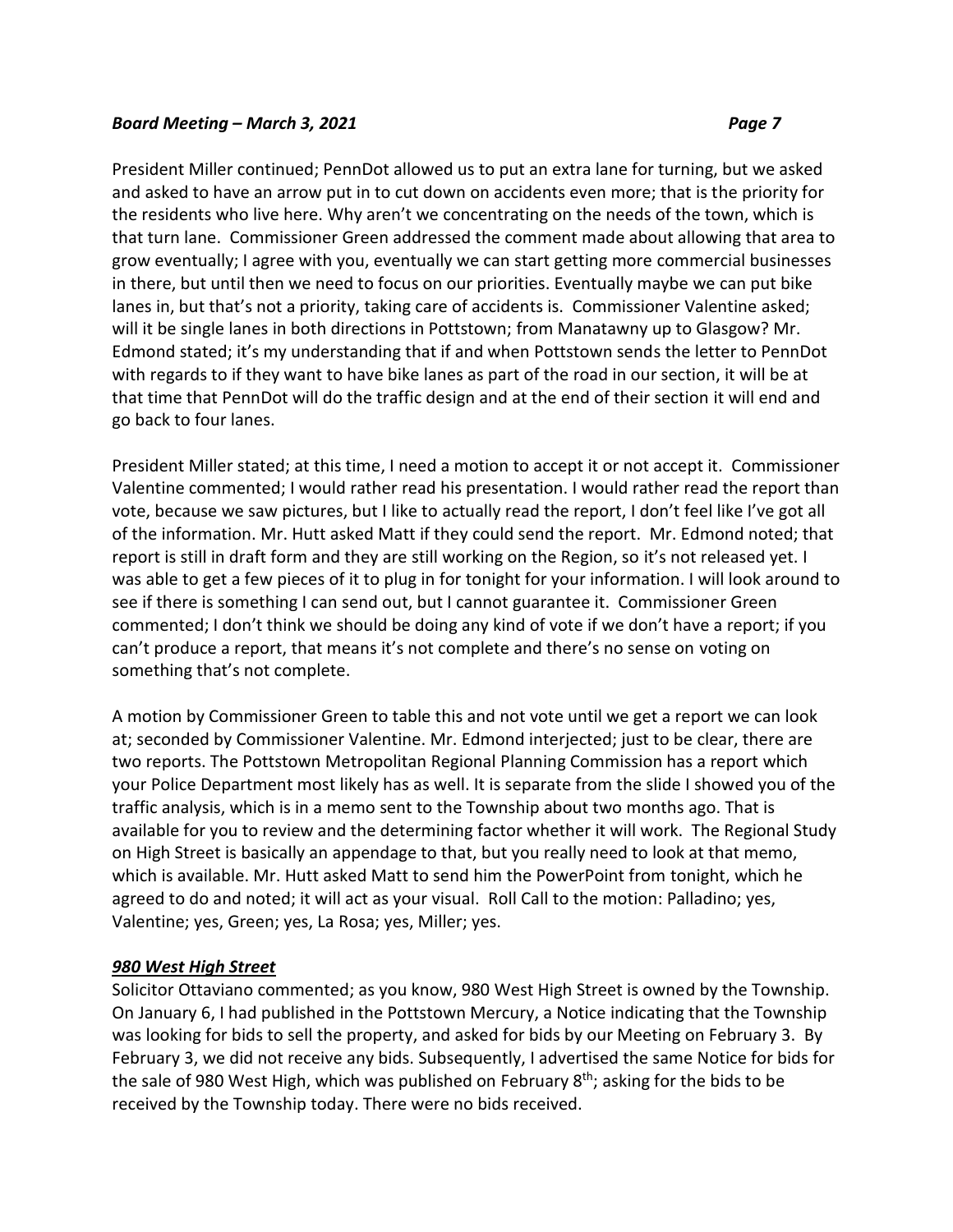President Miller continued; PennDot allowed us to put an extra lane for turning, but we asked and asked to have an arrow put in to cut down on accidents even more; that is the priority for the residents who live here. Why aren't we concentrating on the needs of the town, which is that turn lane. Commissioner Green addressed the comment made about allowing that area to grow eventually; I agree with you, eventually we can start getting more commercial businesses in there, but until then we need to focus on our priorities. Eventually maybe we can put bike lanes in, but that's not a priority, taking care of accidents is. Commissioner Valentine asked; will it be single lanes in both directions in Pottstown; from Manatawny up to Glasgow? Mr. Edmond stated; it's my understanding that if and when Pottstown sends the letter to PennDot with regards to if they want to have bike lanes as part of the road in our section, it will be at that time that PennDot will do the traffic design and at the end of their section it will end and go back to four lanes.

President Miller stated; at this time, I need a motion to accept it or not accept it. Commissioner Valentine commented; I would rather read his presentation. I would rather read the report than vote, because we saw pictures, but I like to actually read the report, I don't feel like I've got all of the information. Mr. Hutt asked Matt if they could send the report. Mr. Edmond noted; that report is still in draft form and they are still working on the Region, so it's not released yet. I was able to get a few pieces of it to plug in for tonight for your information. I will look around to see if there is something I can send out, but I cannot guarantee it. Commissioner Green commented; I don't think we should be doing any kind of vote if we don't have a report; if you can't produce a report, that means it's not complete and there's no sense on voting on something that's not complete.

A motion by Commissioner Green to table this and not vote until we get a report we can look at; seconded by Commissioner Valentine. Mr. Edmond interjected; just to be clear, there are two reports. The Pottstown Metropolitan Regional Planning Commission has a report which your Police Department most likely has as well. It is separate from the slide I showed you of the traffic analysis, which is in a memo sent to the Township about two months ago. That is available for you to review and the determining factor whether it will work. The Regional Study on High Street is basically an appendage to that, but you really need to look at that memo, which is available. Mr. Hutt asked Matt to send him the PowerPoint from tonight, which he agreed to do and noted; it will act as your visual. Roll Call to the motion: Palladino; yes, Valentine; yes, Green; yes, La Rosa; yes, Miller; yes.

***980 West High Street***

Solicitor Ottaviano commented; as you know, 980 West High Street is owned by the Township. On January 6, I had published in the Pottstown Mercury, a Notice indicating that the Township was looking for bids to sell the property, and asked for bids by our Meeting on February 3. By February 3, we did not receive any bids. Subsequently, I advertised the same Notice for bids for the sale of 980 West High, which was published on February 8th; asking for the bids to be received by the Township today. There were no bids received.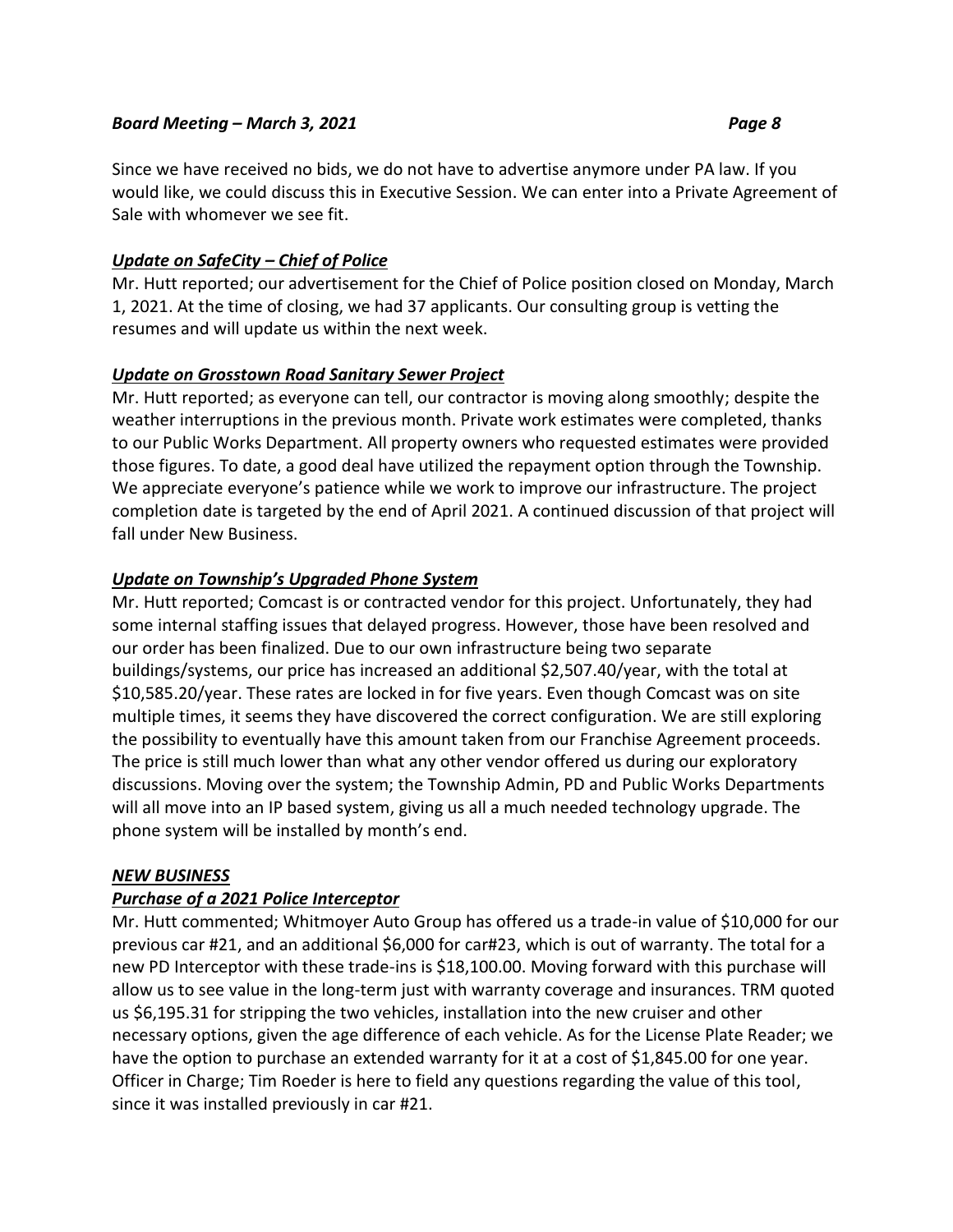Since we have received no bids, we do not have to advertise anymore under PA law. If you would like, we could discuss this in Executive Session. We can enter into a Private Agreement of Sale with whomever we see fit.

***<u>Update on SafeCity – Chief of Police</u>***

Mr. Hutt reported; our advertisement for the Chief of Police position closed on Monday, March 1, 2021. At the time of closing, we had 37 applicants. Our consulting group is vetting the resumes and will update us within the next week.

***<u>Update on Grosstown Road Sanitary Sewer Project</u>***

Mr. Hutt reported; as everyone can tell, our contractor is moving along smoothly; despite the weather interruptions in the previous month. Private work estimates were completed, thanks to our Public Works Department. All property owners who requested estimates were provided those figures. To date, a good deal have utilized the repayment option through the Township. We appreciate everyone's patience while we work to improve our infrastructure. The project completion date is targeted by the end of April 2021. A continued discussion of that project will fall under New Business.

***<u>Update on Township's Upgraded Phone System</u>***

Mr. Hutt reported; Comcast is or contracted vendor for this project. Unfortunately, they had some internal staffing issues that delayed progress. However, those have been resolved and our order has been finalized. Due to our own infrastructure being two separate buildings/systems, our price has increased an additional $2,507.40/year, with the total at $10,585.20/year. These rates are locked in for five years. Even though Comcast was on site multiple times, it seems they have discovered the correct configuration. We are still exploring the possibility to eventually have this amount taken from our Franchise Agreement proceeds. The price is still much lower than what any other vendor offered us during our exploratory discussions. Moving over the system; the Township Admin, PD and Public Works Departments will all move into an IP based system, giving us all a much needed technology upgrade. The phone system will be installed by month's end.

***<u>NEW BUSINESS</u>***

***<u>Purchase of a 2021 Police Interceptor</u>***

Mr. Hutt commented; Whitmoyer Auto Group has offered us a trade-in value of $10,000 for our previous car #21, and an additional $6,000 for car#23, which is out of warranty. The total for a new PD Interceptor with these trade-ins is $18,100.00. Moving forward with this purchase will allow us to see value in the long-term just with warranty coverage and insurances. TRM quoted us $6,195.31 for stripping the two vehicles, installation into the new cruiser and other necessary options, given the age difference of each vehicle. As for the License Plate Reader; we have the option to purchase an extended warranty for it at a cost of $1,845.00 for one year. Officer in Charge; Tim Roeder is here to field any questions regarding the value of this tool, since it was installed previously in car #21.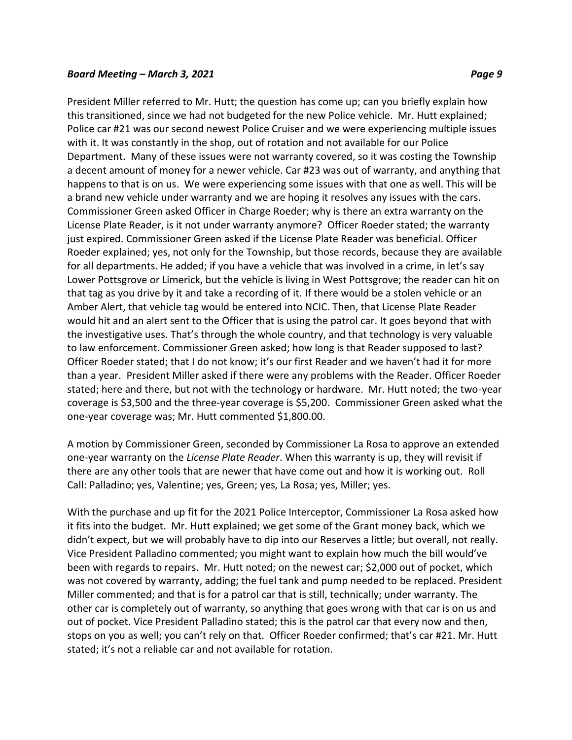President Miller referred to Mr. Hutt; the question has come up; can you briefly explain how this transitioned, since we had not budgeted for the new Police vehicle. Mr. Hutt explained; Police car #21 was our second newest Police Cruiser and we were experiencing multiple issues with it. It was constantly in the shop, out of rotation and not available for our Police Department. Many of these issues were not warranty covered, so it was costing the Township a decent amount of money for a newer vehicle. Car #23 was out of warranty, and anything that happens to that is on us. We were experiencing some issues with that one as well. This will be a brand new vehicle under warranty and we are hoping it resolves any issues with the cars. Commissioner Green asked Officer in Charge Roeder; why is there an extra warranty on the License Plate Reader, is it not under warranty anymore? Officer Roeder stated; the warranty just expired. Commissioner Green asked if the License Plate Reader was beneficial. Officer Roeder explained; yes, not only for the Township, but those records, because they are available for all departments. He added; if you have a vehicle that was involved in a crime, in let's say Lower Pottsgrove or Limerick, but the vehicle is living in West Pottsgrove; the reader can hit on that tag as you drive by it and take a recording of it. If there would be a stolen vehicle or an Amber Alert, that vehicle tag would be entered into NCIC. Then, that License Plate Reader would hit and an alert sent to the Officer that is using the patrol car. It goes beyond that with the investigative uses. That's through the whole country, and that technology is very valuable to law enforcement. Commissioner Green asked; how long is that Reader supposed to last? Officer Roeder stated; that I do not know; it's our first Reader and we haven't had it for more than a year. President Miller asked if there were any problems with the Reader. Officer Roeder stated; here and there, but not with the technology or hardware. Mr. Hutt noted; the two-year coverage is $3,500 and the three-year coverage is $5,200. Commissioner Green asked what the one-year coverage was; Mr. Hutt commented $1,800.00.

A motion by Commissioner Green, seconded by Commissioner La Rosa to approve an extended one-year warranty on the *License Plate Reader*. When this warranty is up, they will revisit if there are any other tools that are newer that have come out and how it is working out. Roll Call: Palladino; yes, Valentine; yes, Green; yes, La Rosa; yes, Miller; yes.

With the purchase and up fit for the 2021 Police Interceptor, Commissioner La Rosa asked how it fits into the budget. Mr. Hutt explained; we get some of the Grant money back, which we didn't expect, but we will probably have to dip into our Reserves a little; but overall, not really. Vice President Palladino commented; you might want to explain how much the bill would've been with regards to repairs. Mr. Hutt noted; on the newest car; $2,000 out of pocket, which was not covered by warranty, adding; the fuel tank and pump needed to be replaced. President Miller commented; and that is for a patrol car that is still, technically; under warranty. The other car is completely out of warranty, so anything that goes wrong with that car is on us and out of pocket. Vice President Palladino stated; this is the patrol car that every now and then, stops on you as well; you can't rely on that. Officer Roeder confirmed; that's car #21. Mr. Hutt stated; it's not a reliable car and not available for rotation.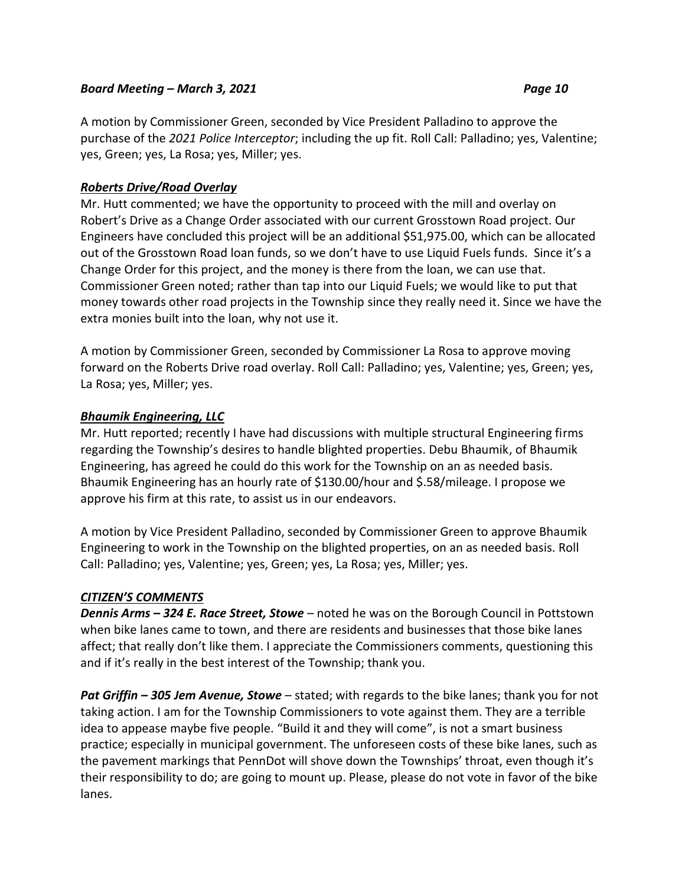A motion by Commissioner Green, seconded by Vice President Palladino to approve the purchase of the *2021 Police Interceptor*; including the up fit. Roll Call: Palladino; yes, Valentine; yes, Green; yes, La Rosa; yes, Miller; yes.

***Roberts Drive/Road Overlay***

Mr. Hutt commented; we have the opportunity to proceed with the mill and overlay on Robert's Drive as a Change Order associated with our current Grosstown Road project. Our Engineers have concluded this project will be an additional $51,975.00, which can be allocated out of the Grosstown Road loan funds, so we don't have to use Liquid Fuels funds. Since it's a Change Order for this project, and the money is there from the loan, we can use that. Commissioner Green noted; rather than tap into our Liquid Fuels; we would like to put that money towards other road projects in the Township since they really need it. Since we have the extra monies built into the loan, why not use it.

A motion by Commissioner Green, seconded by Commissioner La Rosa to approve moving forward on the Roberts Drive road overlay. Roll Call: Palladino; yes, Valentine; yes, Green; yes, La Rosa; yes, Miller; yes.

***Bhaumik Engineering, LLC***

Mr. Hutt reported; recently I have had discussions with multiple structural Engineering firms regarding the Township's desires to handle blighted properties. Debu Bhaumik, of Bhaumik Engineering, has agreed he could do this work for the Township on an as needed basis. Bhaumik Engineering has an hourly rate of $130.00/hour and $.58/mileage. I propose we approve his firm at this rate, to assist us in our endeavors.

A motion by Vice President Palladino, seconded by Commissioner Green to approve Bhaumik Engineering to work in the Township on the blighted properties, on an as needed basis. Roll Call: Palladino; yes, Valentine; yes, Green; yes, La Rosa; yes, Miller; yes.

***CITIZEN'S COMMENTS***

***Dennis Arms – 324 E. Race Street, Stowe*** – noted he was on the Borough Council in Pottstown when bike lanes came to town, and there are residents and businesses that those bike lanes affect; that really don't like them. I appreciate the Commissioners comments, questioning this and if it's really in the best interest of the Township; thank you.

***Pat Griffin – 305 Jem Avenue, Stowe*** – stated; with regards to the bike lanes; thank you for not taking action. I am for the Township Commissioners to vote against them. They are a terrible idea to appease maybe five people. "Build it and they will come", is not a smart business practice; especially in municipal government. The unforeseen costs of these bike lanes, such as the pavement markings that PennDot will shove down the Townships' throat, even though it's their responsibility to do; are going to mount up. Please, please do not vote in favor of the bike lanes.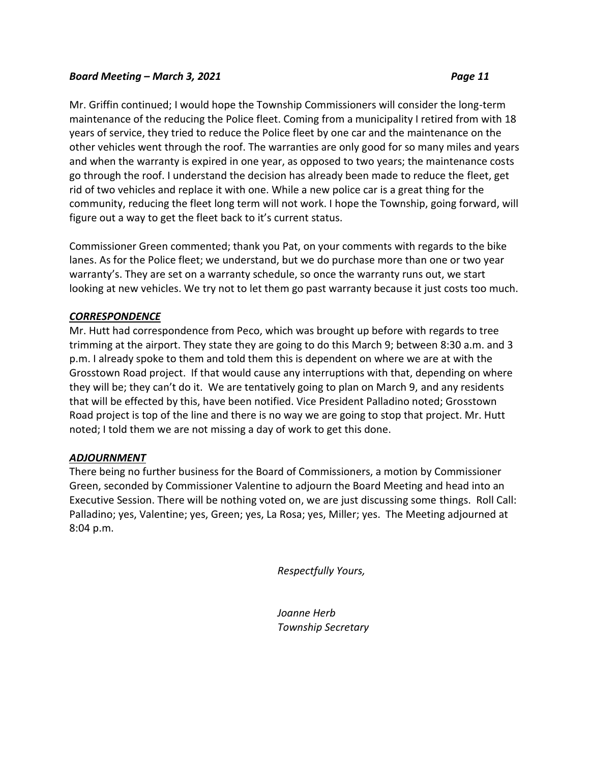Mr. Griffin continued; I would hope the Township Commissioners will consider the long-term maintenance of the reducing the Police fleet. Coming from a municipality I retired from with 18 years of service, they tried to reduce the Police fleet by one car and the maintenance on the other vehicles went through the roof. The warranties are only good for so many miles and years and when the warranty is expired in one year, as opposed to two years; the maintenance costs go through the roof. I understand the decision has already been made to reduce the fleet, get rid of two vehicles and replace it with one. While a new police car is a great thing for the community, reducing the fleet long term will not work. I hope the Township, going forward, will figure out a way to get the fleet back to it's current status.

Commissioner Green commented; thank you Pat, on your comments with regards to the bike lanes. As for the Police fleet; we understand, but we do purchase more than one or two year warranty's. They are set on a warranty schedule, so once the warranty runs out, we start looking at new vehicles. We try not to let them go past warranty because it just costs too much.

***CORRESPONDENCE***

Mr. Hutt had correspondence from Peco, which was brought up before with regards to tree trimming at the airport. They state they are going to do this March 9; between 8:30 a.m. and 3 p.m. I already spoke to them and told them this is dependent on where we are at with the Grosstown Road project. If that would cause any interruptions with that, depending on where they will be; they can't do it. We are tentatively going to plan on March 9, and any residents that will be effected by this, have been notified. Vice President Palladino noted; Grosstown Road project is top of the line and there is no way we are going to stop that project. Mr. Hutt noted; I told them we are not missing a day of work to get this done.

***ADJOURNMENT***

There being no further business for the Board of Commissioners, a motion by Commissioner Green, seconded by Commissioner Valentine to adjourn the Board Meeting and head into an Executive Session. There will be nothing voted on, we are just discussing some things. Roll Call: Palladino; yes, Valentine; yes, Green; yes, La Rosa; yes, Miller; yes. The Meeting adjourned at 8:04 p.m.

*Respectfully Yours,*

*Joanne Herb*
*Township Secretary*